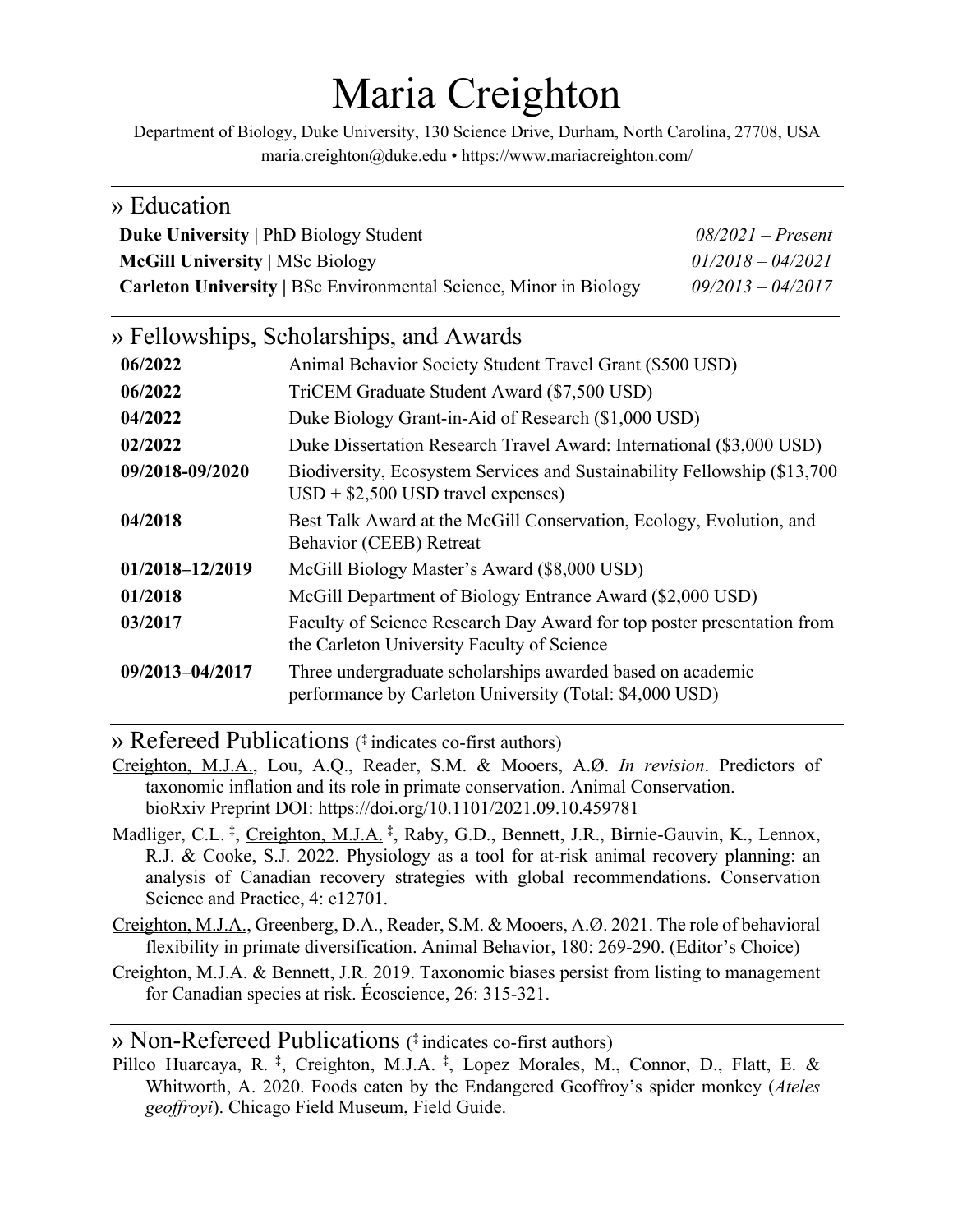# Maria Creighton

Department of Biology, Duke University, 130 Science Drive, Durham, North Carolina, 27708, USA
maria.creighton@duke.edu • https://www.mariacreighton.com/

## » Education

| | |
|---|---|
| **Duke University** \| PhD Biology Student | *08/2021 – Present* |
| **McGill University** \| MSc Biology | *01/2018 – 04/2021* |
| **Carleton University** \| BSc Environmental Science, Minor in Biology | *09/2013 – 04/2017* |

## » Fellowships, Scholarships, and Awards

| | |
|---|---|
| **06/2022** | Animal Behavior Society Student Travel Grant ($500 USD) |
| **06/2022** | TriCEM Graduate Student Award ($7,500 USD) |
| **04/2022** | Duke Biology Grant-in-Aid of Research ($1,000 USD) |
| **02/2022** | Duke Dissertation Research Travel Award: International ($3,000 USD) |
| **09/2018-09/2020** | Biodiversity, Ecosystem Services and Sustainability Fellowship ($13,700 USD + $2,500 USD travel expenses) |
| **04/2018** | Best Talk Award at the McGill Conservation, Ecology, Evolution, and Behavior (CEEB) Retreat |
| **01/2018–12/2019** | McGill Biology Master's Award ($8,000 USD) |
| **01/2018** | McGill Department of Biology Entrance Award ($2,000 USD) |
| **03/2017** | Faculty of Science Research Day Award for top poster presentation from the Carleton University Faculty of Science |
| **09/2013–04/2017** | Three undergraduate scholarships awarded based on academic performance by Carleton University (Total: $4,000 USD) |

## » Refereed Publications (‡ indicates co-first authors)

Creighton, M.J.A., Lou, A.Q., Reader, S.M. & Mooers, A.Ø. *In revision*. Predictors of taxonomic inflation and its role in primate conservation. Animal Conservation. bioRxiv Preprint DOI: https://doi.org/10.1101/2021.09.10.459781

Madliger, C.L. ‡, Creighton, M.J.A. ‡, Raby, G.D., Bennett, J.R., Birnie-Gauvin, K., Lennox, R.J. & Cooke, S.J. 2022. Physiology as a tool for at-risk animal recovery planning: an analysis of Canadian recovery strategies with global recommendations. Conservation Science and Practice, 4: e12701.

Creighton, M.J.A., Greenberg, D.A., Reader, S.M. & Mooers, A.Ø. 2021. The role of behavioral flexibility in primate diversification. Animal Behavior, 180: 269-290. (Editor's Choice)

Creighton, M.J.A. & Bennett, J.R. 2019. Taxonomic biases persist from listing to management for Canadian species at risk. Écoscience, 26: 315-321.

## » Non-Refereed Publications (‡ indicates co-first authors)

Pillco Huarcaya, R. ‡, Creighton, M.J.A. ‡, Lopez Morales, M., Connor, D., Flatt, E. & Whitworth, A. 2020. Foods eaten by the Endangered Geoffroy's spider monkey (*Ateles geoffroyi*). Chicago Field Museum, Field Guide.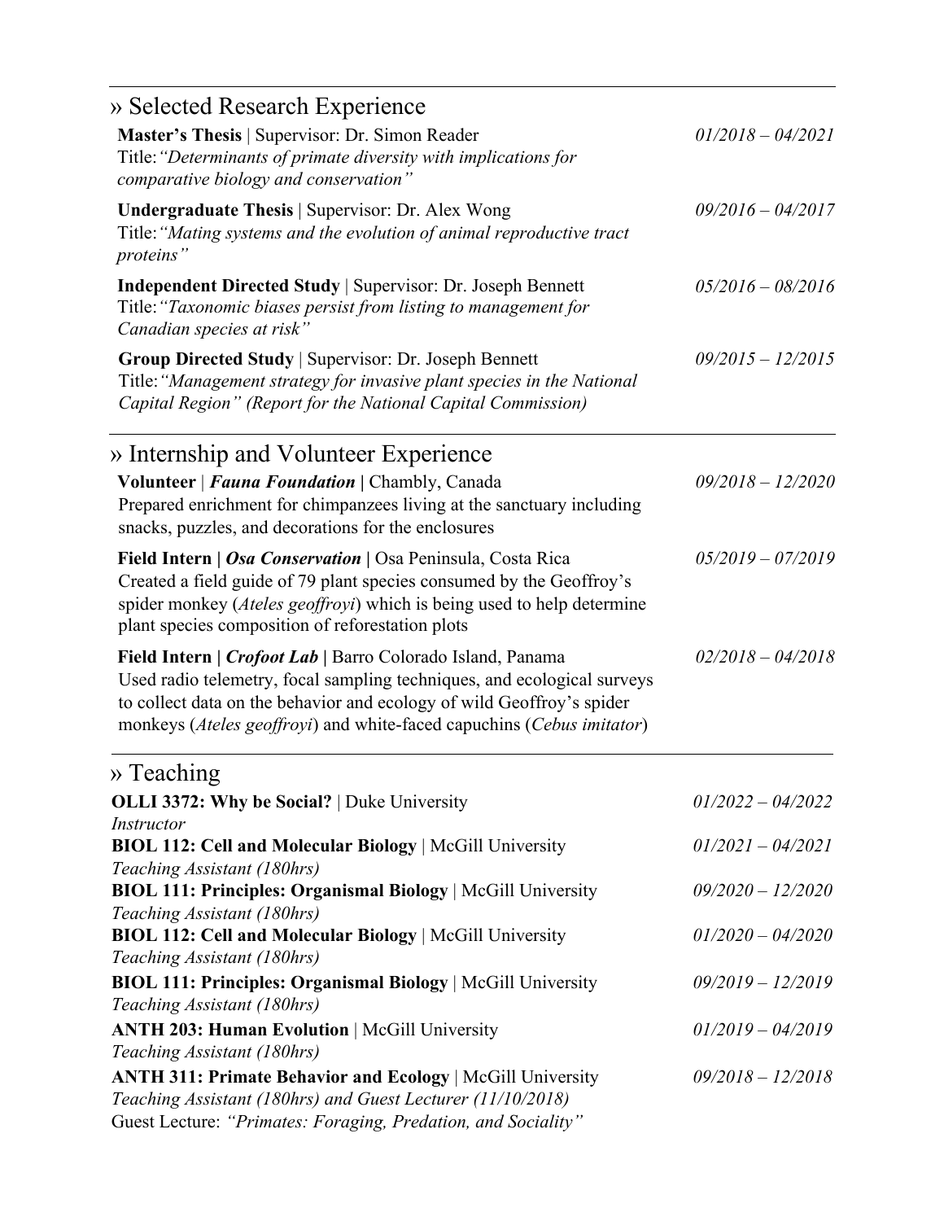## » Selected Research Experience

**Master's Thesis** | Supervisor: Dr. Simon Reader — *01/2018 – 04/2021*
Title: *"Determinants of primate diversity with implications for comparative biology and conservation"*

**Undergraduate Thesis** | Supervisor: Dr. Alex Wong — *09/2016 – 04/2017*
Title: *"Mating systems and the evolution of animal reproductive tract proteins"*

**Independent Directed Study** | Supervisor: Dr. Joseph Bennett — *05/2016 – 08/2016*
Title: *"Taxonomic biases persist from listing to management for Canadian species at risk"*

**Group Directed Study** | Supervisor: Dr. Joseph Bennett — *09/2015 – 12/2015*
Title: *"Management strategy for invasive plant species in the National Capital Region" (Report for the National Capital Commission)*

## » Internship and Volunteer Experience

**Volunteer** | ***Fauna Foundation*** | Chambly, Canada — *09/2018 – 12/2020*
Prepared enrichment for chimpanzees living at the sanctuary including snacks, puzzles, and decorations for the enclosures

**Field Intern | *Osa Conservation*** | Osa Peninsula, Costa Rica — *05/2019 – 07/2019*
Created a field guide of 79 plant species consumed by the Geoffroy's spider monkey (*Ateles geoffroyi*) which is being used to help determine plant species composition of reforestation plots

**Field Intern | *Crofoot Lab*** | Barro Colorado Island, Panama — *02/2018 – 04/2018*
Used radio telemetry, focal sampling techniques, and ecological surveys to collect data on the behavior and ecology of wild Geoffroy's spider monkeys (*Ateles geoffroyi*) and white-faced capuchins (*Cebus imitator*)

## » Teaching

**OLLI 3372: Why be Social?** | Duke University — *01/2022 – 04/2022*
*Instructor*

**BIOL 112: Cell and Molecular Biology** | McGill University — *01/2021 – 04/2021*
*Teaching Assistant (180hrs)*

**BIOL 111: Principles: Organismal Biology** | McGill University — *09/2020 – 12/2020*
*Teaching Assistant (180hrs)*

**BIOL 112: Cell and Molecular Biology** | McGill University — *01/2020 – 04/2020*
*Teaching Assistant (180hrs)*

**BIOL 111: Principles: Organismal Biology** | McGill University — *09/2019 – 12/2019*
*Teaching Assistant (180hrs)*

**ANTH 203: Human Evolution** | McGill University — *01/2019 – 04/2019*
*Teaching Assistant (180hrs)*

**ANTH 311: Primate Behavior and Ecology** | McGill University — *09/2018 – 12/2018*
*Teaching Assistant (180hrs) and Guest Lecturer (11/10/2018)*
Guest Lecture: *"Primates: Foraging, Predation, and Sociality"*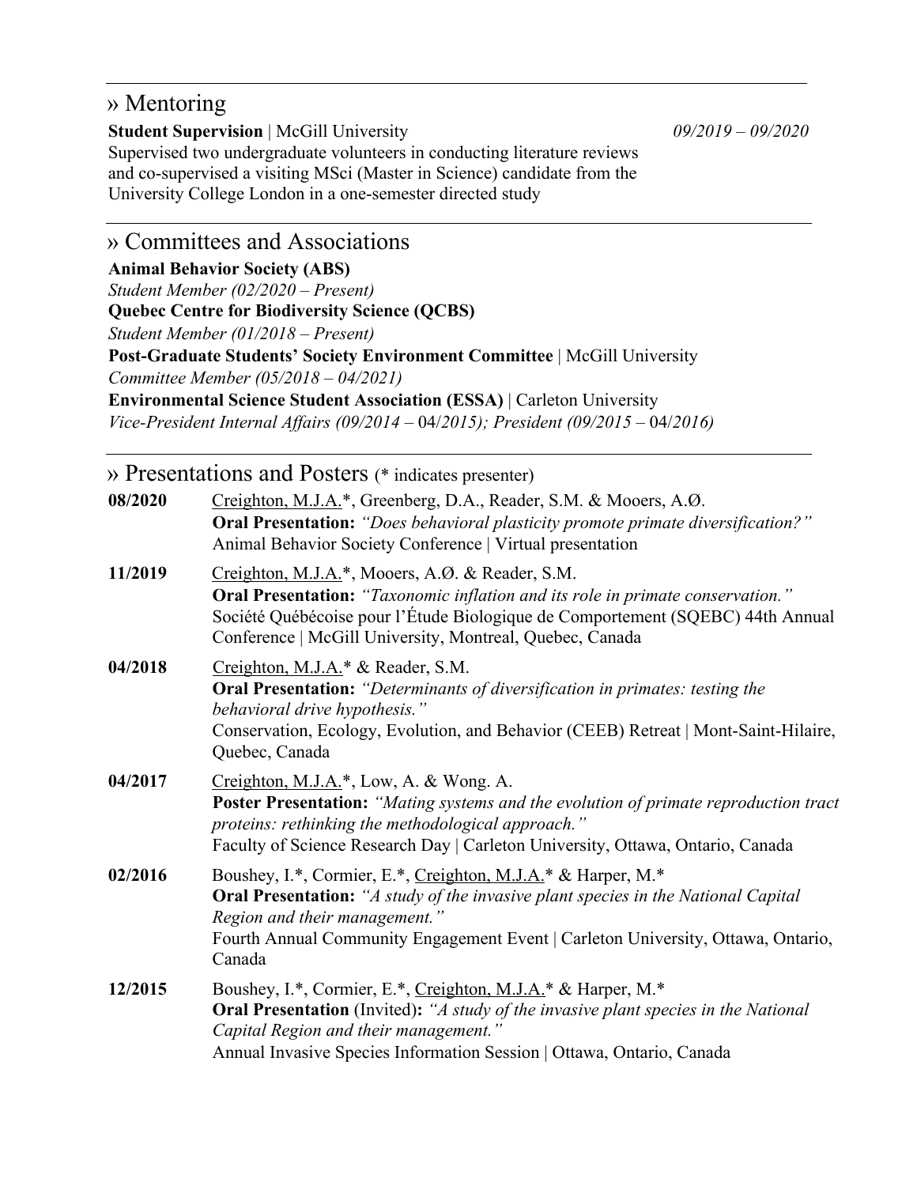## » Mentoring

**Student Supervision** | McGill University *09/2019 – 09/2020*

Supervised two undergraduate volunteers in conducting literature reviews and co-supervised a visiting MSci (Master in Science) candidate from the University College London in a one-semester directed study

## » Committees and Associations

**Animal Behavior Society (ABS)**
*Student Member (02/2020 – Present)*

**Quebec Centre for Biodiversity Science (QCBS)**
*Student Member (01/2018 – Present)*

**Post-Graduate Students' Society Environment Committee** | McGill University
*Committee Member (05/2018 – 04/2021)*

**Environmental Science Student Association (ESSA)** | Carleton University
*Vice-President Internal Affairs (09/2014 – 04/2015); President (09/2015 – 04/2016)*

## » Presentations and Posters (* indicates presenter)

**08/2020** Creighton, M.J.A.*, Greenberg, D.A., Reader, S.M. & Mooers, A.Ø.
**Oral Presentation:** *"Does behavioral plasticity promote primate diversification?"*
Animal Behavior Society Conference | Virtual presentation

**11/2019** Creighton, M.J.A.*, Mooers, A.Ø. & Reader, S.M.
**Oral Presentation:** *"Taxonomic inflation and its role in primate conservation."*
Société Québécoise pour l'Étude Biologique de Comportement (SQEBC) 44th Annual Conference | McGill University, Montreal, Quebec, Canada

**04/2018** Creighton, M.J.A.* & Reader, S.M.
**Oral Presentation:** *"Determinants of diversification in primates: testing the behavioral drive hypothesis."*
Conservation, Ecology, Evolution, and Behavior (CEEB) Retreat | Mont-Saint-Hilaire, Quebec, Canada

**04/2017** Creighton, M.J.A.*, Low, A. & Wong. A.
**Poster Presentation:** *"Mating systems and the evolution of primate reproduction tract proteins: rethinking the methodological approach."*
Faculty of Science Research Day | Carleton University, Ottawa, Ontario, Canada

**02/2016** Boushey, I.*, Cormier, E.*, Creighton, M.J.A.* & Harper, M.*
**Oral Presentation:** *"A study of the invasive plant species in the National Capital Region and their management."*
Fourth Annual Community Engagement Event | Carleton University, Ottawa, Ontario, Canada

**12/2015** Boushey, I.*, Cormier, E.*, Creighton, M.J.A.* & Harper, M.*
**Oral Presentation** (Invited)**:** *"A study of the invasive plant species in the National Capital Region and their management."*
Annual Invasive Species Information Session | Ottawa, Ontario, Canada